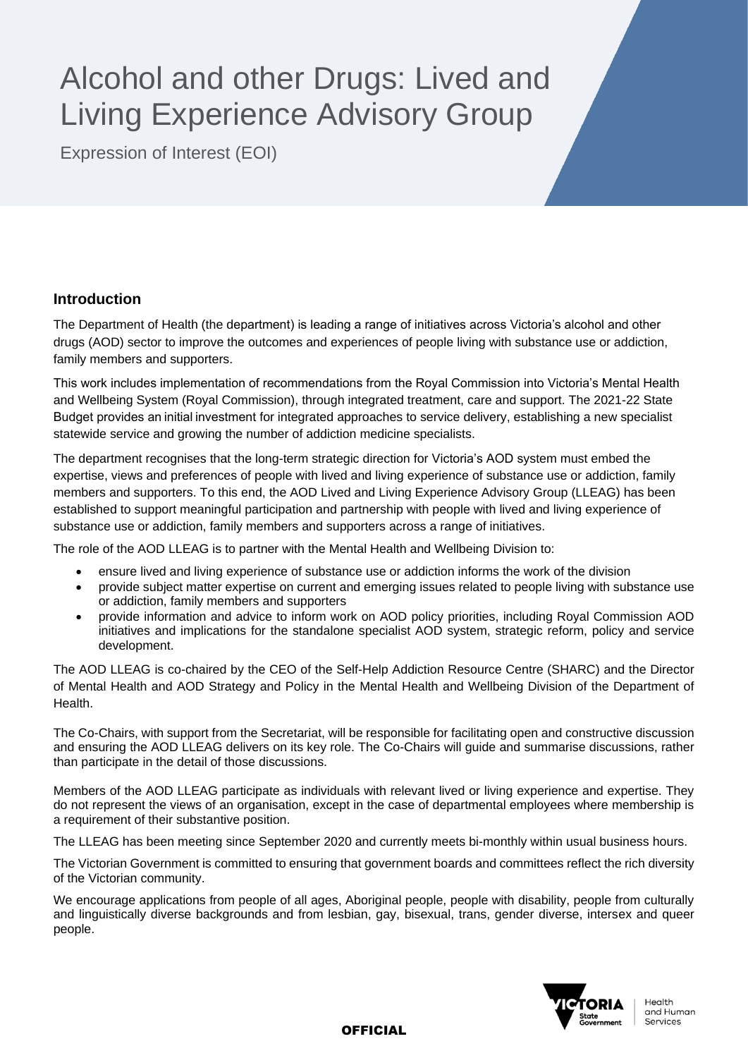# Alcohol and other Drugs: Lived and Living Experience Advisory Group

Expression of Interest (EOI)

## Introduction

The Department of Health (the department) is leading a range of initiatives across Victoria's alcohol and other drugs (AOD) sector to improve the outcomes and experiences of people living with substance use or addiction, family members and supporters.

This work includes implementation of recommendations from the Royal Commission into Victoria's Mental Health and Wellbeing System (Royal Commission), through integrated treatment, care and support. The 2021-22 State Budget provides an initial investment for integrated approaches to service delivery, establishing a new specialist statewide service and growing the number of addiction medicine specialists.

The department recognises that the long-term strategic direction for Victoria's AOD system must embed the expertise, views and preferences of people with lived and living experience of substance use or addiction, family members and supporters. To this end, the AOD Lived and Living Experience Advisory Group (LLEAG) has been established to support meaningful participation and partnership with people with lived and living experience of substance use or addiction, family members and supporters across a range of initiatives.

The role of the AOD LLEAG is to partner with the Mental Health and Wellbeing Division to:

- ensure lived and living experience of substance use or addiction informs the work of the division
- provide subject matter expertise on current and emerging issues related to people living with substance use or addiction, family members and supporters
- provide information and advice to inform work on AOD policy priorities, including Royal Commission AOD initiatives and implications for the standalone specialist AOD system, strategic reform, policy and service development.

The AOD LLEAG is co-chaired by the CEO of the Self-Help Addiction Resource Centre (SHARC) and the Director of Mental Health and AOD Strategy and Policy in the Mental Health and Wellbeing Division of the Department of Health.

The Co-Chairs, with support from the Secretariat, will be responsible for facilitating open and constructive discussion and ensuring the AOD LLEAG delivers on its key role. The Co-Chairs will guide and summarise discussions, rather than participate in the detail of those discussions.

Members of the AOD LLEAG participate as individuals with relevant lived or living experience and expertise. They do not represent the views of an organisation, except in the case of departmental employees where membership is a requirement of their substantive position.

The LLEAG has been meeting since September 2020 and currently meets bi-monthly within usual business hours.

The Victorian Government is committed to ensuring that government boards and committees reflect the rich diversity of the Victorian community.

We encourage applications from people of all ages, Aboriginal people, people with disability, people from culturally and linguistically diverse backgrounds and from lesbian, gay, bisexual, trans, gender diverse, intersex and queer people.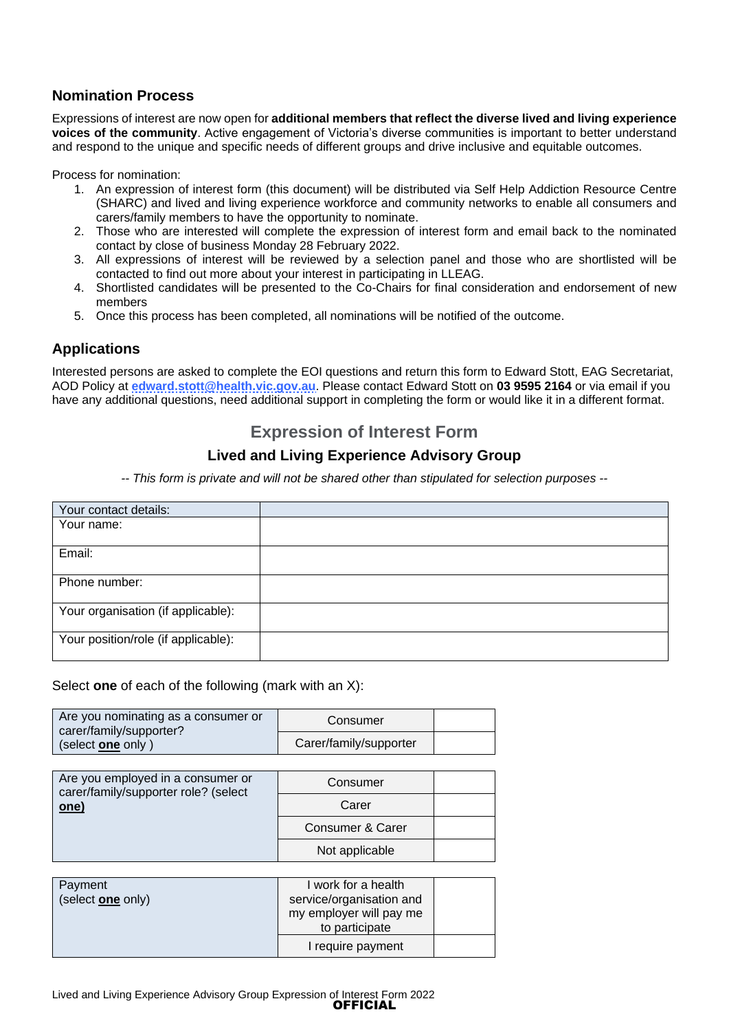## Nomination Process

Expressions of interest are now open for **additional members that reflect the diverse lived and living experience voices of the community**. Active engagement of Victoria's diverse communities is important to better understand and respond to the unique and specific needs of different groups and drive inclusive and equitable outcomes.

Process for nomination:

1. An expression of interest form (this document) will be distributed via Self Help Addiction Resource Centre (SHARC) and lived and living experience workforce and community networks to enable all consumers and carers/family members to have the opportunity to nominate.
2. Those who are interested will complete the expression of interest form and email back to the nominated contact by close of business Monday 28 February 2022.
3. All expressions of interest will be reviewed by a selection panel and those who are shortlisted will be contacted to find out more about your interest in participating in LLEAG.
4. Shortlisted candidates will be presented to the Co-Chairs for final consideration and endorsement of new members
5. Once this process has been completed, all nominations will be notified of the outcome.

## Applications

Interested persons are asked to complete the EOI questions and return this form to Edward Stott, EAG Secretariat, AOD Policy at **edward.stott@health.vic.gov.au**. Please contact Edward Stott on **03 9595 2164** or via email if you have any additional questions, need additional support in completing the form or would like it in a different format.

## Expression of Interest Form

### Lived and Living Experience Advisory Group

*-- This form is private and will not be shared other than stipulated for selection purposes --*

| Your contact details: | |
|---|---|
| Your name: | |
| Email: | |
| Phone number: | |
| Your organisation (if applicable): | |
| Your position/role (if applicable): | |

Select **one** of each of the following (mark with an X):

| Are you nominating as a consumer or carer/family/supporter? (select **one** only ) | Consumer | |
|---|---|---|
| | Carer/family/supporter | |

| Are you employed in a consumer or carer/family/supporter role? (select **one)** | Consumer | |
|---|---|---|
| | Carer | |
| | Consumer & Carer | |
| | Not applicable | |

| Payment (select **one** only) | I work for a health service/organisation and my employer will pay me to participate | |
|---|---|---|
| | I require payment | |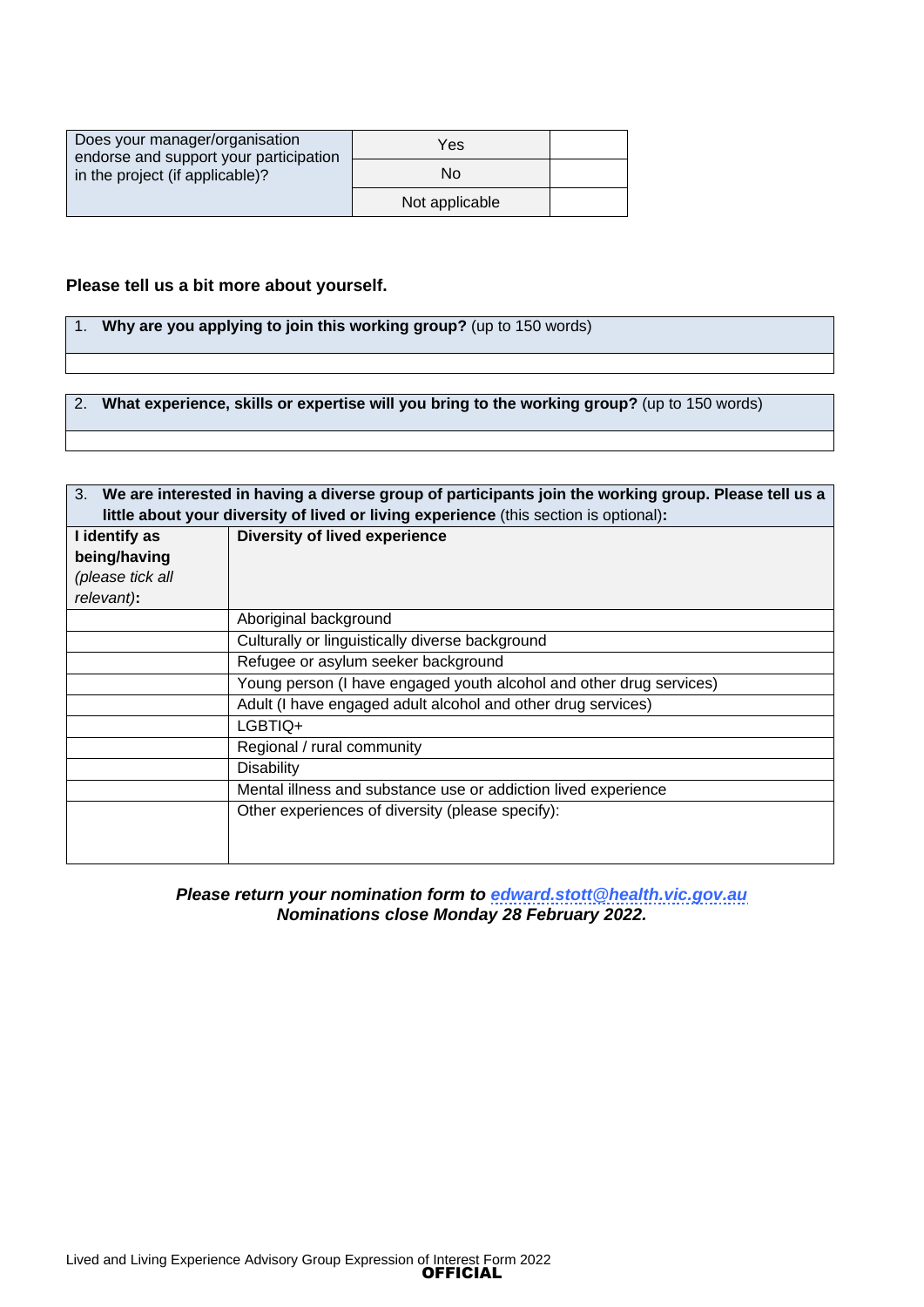| | | |
|---|---|---|
| Does your manager/organisation endorse and support your participation in the project (if applicable)? | Yes | |
| | No | |
| | Not applicable | |

**Please tell us a bit more about yourself.**

| 1. **Why are you applying to join this working group?** (up to 150 words) |
|---|
| |

| 2. **What experience, skills or expertise will you bring to the working group?** (up to 150 words) |
|---|
| |

| 3. **We are interested in having a diverse group of participants join the working group. Please tell us a little about your diversity of lived or living experience** (this section is optional)**:** | |
|---|---|
| **I identify as being/having** *(please tick all relevant)***:** | **Diversity of lived experience** |
| | Aboriginal background |
| | Culturally or linguistically diverse background |
| | Refugee or asylum seeker background |
| | Young person (I have engaged youth alcohol and other drug services) |
| | Adult (I have engaged adult alcohol and other drug services) |
| | LGBTIQ+ |
| | Regional / rural community |
| | Disability |
| | Mental illness and substance use or addiction lived experience |
| | Other experiences of diversity (please specify): |

***Please return your nomination form to [edward.stott@health.vic.gov.au](mailto:edward.stott@health.vic.gov.au)***
***Nominations close Monday 28 February 2022.***